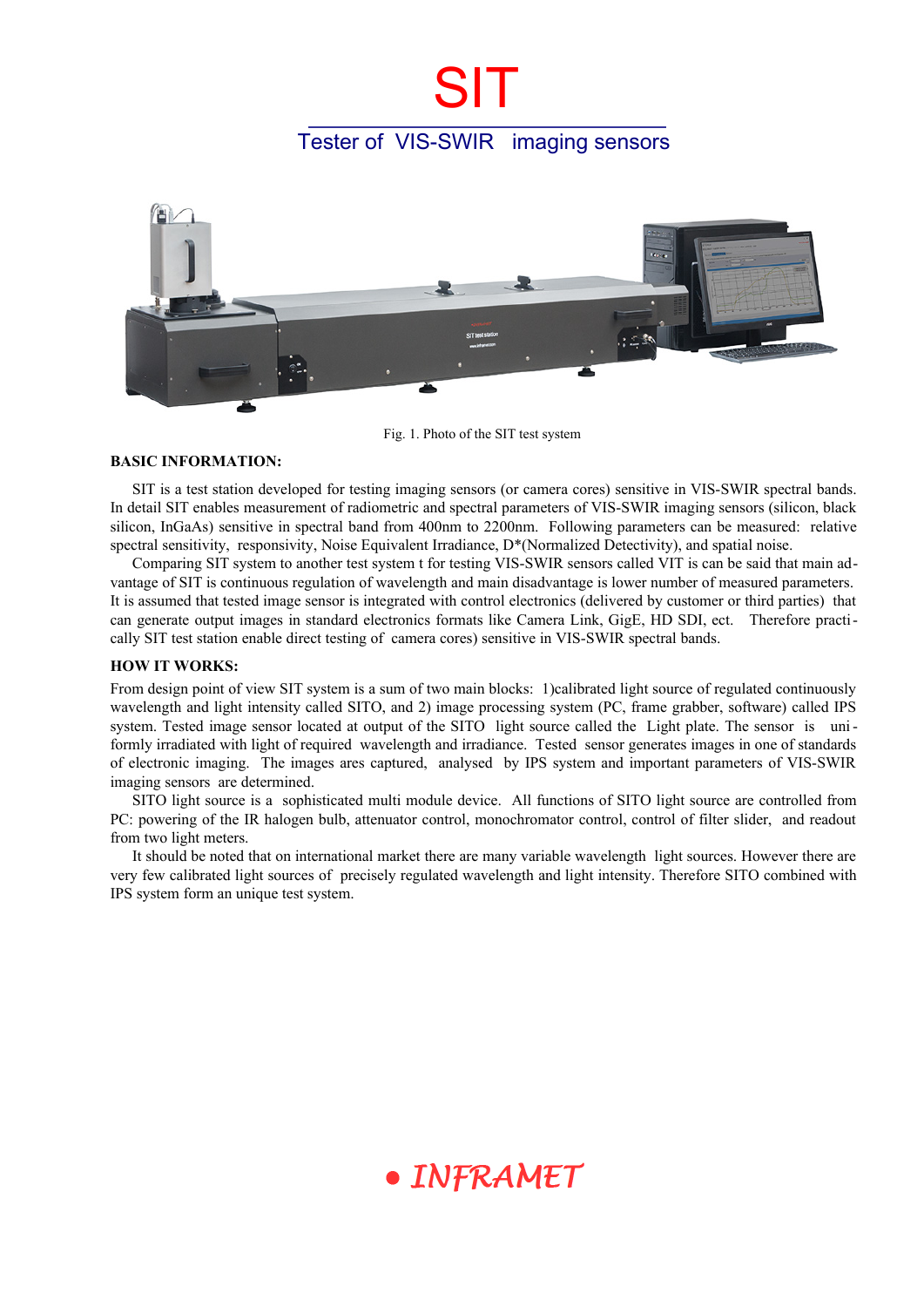# SIT

## Tester of VIS-SWIR imaging sensors

Fig. 1. Photo of the SIT test system

**BASIC INFORMATION:**

SIT is a test station developed for testing imaging sensors (or camera cores) sensitive in VIS-SWIR spectral bands. In detail SIT enables measurement of radiometric and spectral parameters of VIS-SWIR imaging sensors (silicon, black silicon, InGaAs) sensitive in spectral band from 400nm to 2200nm. Following parameters can be measured: relative spectral sensitivity, responsivity, Noise Equivalent Irradiance, D*(Normalized Detectivity), and spatial noise.

Comparing SIT system to another test system t for testing VIS-SWIR sensors called VIT is can be said that main advantage of SIT is continuous regulation of wavelength and main disadvantage is lower number of measured parameters. It is assumed that tested image sensor is integrated with control electronics (delivered by customer or third parties) that can generate output images in standard electronics formats like Camera Link, GigE, HD SDI, ect. Therefore practically SIT test station enable direct testing of camera cores) sensitive in VIS-SWIR spectral bands.

**HOW IT WORKS:**

From design point of view SIT system is a sum of two main blocks: 1)calibrated light source of regulated continuously wavelength and light intensity called SITO, and 2) image processing system (PC, frame grabber, software) called IPS system. Tested image sensor located at output of the SITO light source called the Light plate. The sensor is uniformly irradiated with light of required wavelength and irradiance. Tested sensor generates images in one of standards of electronic imaging. The images ares captured, analysed by IPS system and important parameters of VIS-SWIR imaging sensors are determined.

SITO light source is a sophisticated multi module device. All functions of SITO light source are controlled from PC: powering of the IR halogen bulb, attenuator control, monochromator control, control of filter slider, and readout from two light meters.

It should be noted that on international market there are many variable wavelength light sources. However there are very few calibrated light sources of precisely regulated wavelength and light intensity. Therefore SITO combined with IPS system form an unique test system.

• INFRAMET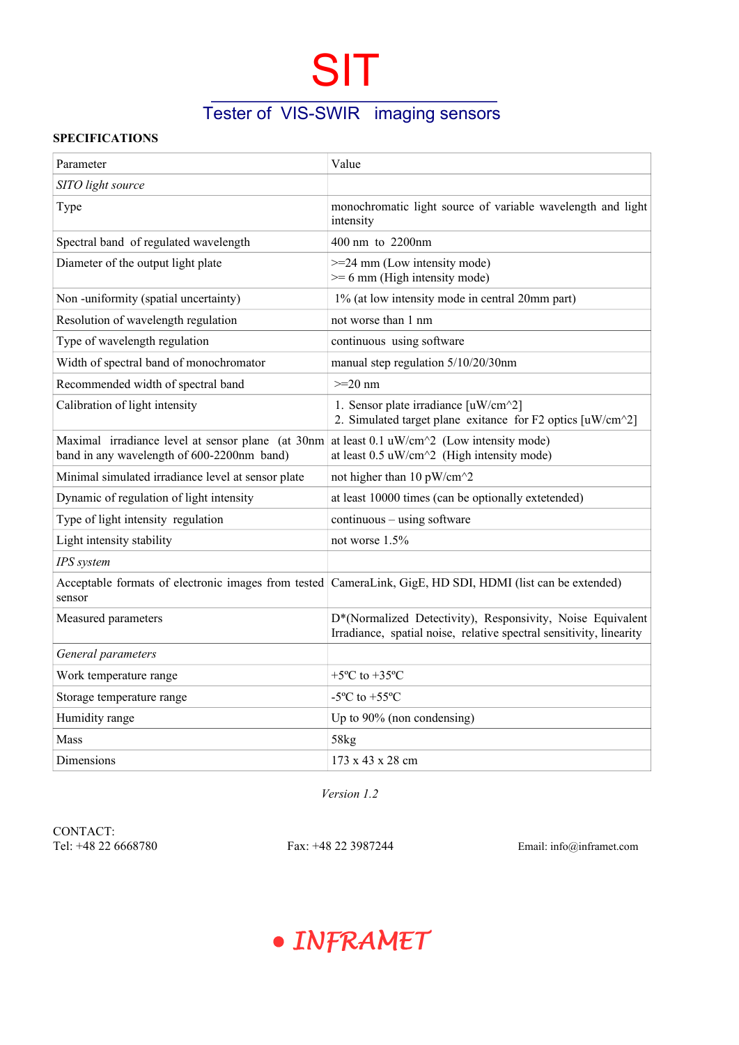# SIT

## Tester of VIS-SWIR imaging sensors

**SPECIFICATIONS**

| Parameter | Value |
|---|---|
| *SITO light source* | |
| Type | monochromatic light source of variable wavelength and light intensity |
| Spectral band of regulated wavelength | 400 nm to 2200nm |
| Diameter of the output light plate | >=24 mm (Low intensity mode)<br>>= 6 mm (High intensity mode) |
| Non -uniformity (spatial uncertainty) | 1% (at low intensity mode in central 20mm part) |
| Resolution of wavelength regulation | not worse than 1 nm |
| Type of wavelength regulation | continuous using software |
| Width of spectral band of monochromator | manual step regulation 5/10/20/30nm |
| Recommended width of spectral band | >=20 nm |
| Calibration of light intensity | 1. Sensor plate irradiance [uW/cm^2]<br>2. Simulated target plane exitance for F2 optics [uW/cm^2] |
| Maximal irradiance level at sensor plane (at 30nm band in any wavelength of 600-2200nm band) | at least 0.1 uW/cm^2 (Low intensity mode)<br>at least 0.5 uW/cm^2 (High intensity mode) |
| Minimal simulated irradiance level at sensor plate | not higher than 10 pW/cm^2 |
| Dynamic of regulation of light intensity | at least 10000 times (can be optionally extetended) |
| Type of light intensity regulation | continuous – using software |
| Light intensity stability | not worse 1.5% |
| *IPS system* | |
| Acceptable formats of electronic images from tested sensor | CameraLink, GigE, HD SDI, HDMI (list can be extended) |
| Measured parameters | D*(Normalized Detectivity), Responsivity, Noise Equivalent Irradiance, spatial noise, relative spectral sensitivity, linearity |
| *General parameters* | |
| Work temperature range | +5ºC to +35ºC |
| Storage temperature range | -5ºC to +55ºC |
| Humidity range | Up to 90% (non condensing) |
| Mass | 58kg |
| Dimensions | 173 x 43 x 28 cm |

*Version 1.2*

CONTACT:

Tel: +48 22 6668780 Fax: +48 22 3987244 Email: info@inframet.com

INFRAMET